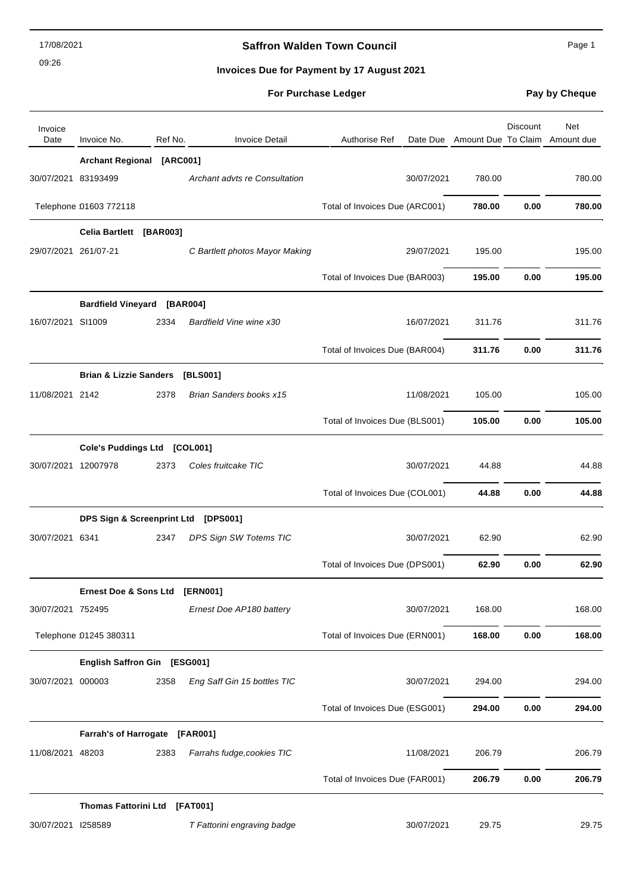17/08/2021
09:26

# Saffron Walden Town Council

## Invoices Due for Payment by 17 August 2021

**For Purchase Ledger** **Pay by Cheque**

| Invoice Date | Invoice No. | Ref No. | Invoice Detail | Authorise Ref | Date Due | Amount Due | Discount To Claim | Net Amount due |
|---|---|---|---|---|---|---|---|---|
| | **Archant Regional [ARC001]** | | | | | | | |
| 30/07/2021 | 83193499 | | *Archant advts re Consultation* | | 30/07/2021 | 780.00 | | 780.00 |
| Telephone 01603 772118 | | | | Total of Invoices Due (ARC001) | | **780.00** | **0.00** | **780.00** |
| | **Celia Bartlett [BAR003]** | | | | | | | |
| 29/07/2021 | 261/07-21 | | *C Bartlett photos Mayor Making* | | 29/07/2021 | 195.00 | | 195.00 |
| | | | | Total of Invoices Due (BAR003) | | **195.00** | **0.00** | **195.00** |
| | **Bardfield Vineyard [BAR004]** | | | | | | | |
| 16/07/2021 | SI1009 | 2334 | *Bardfield Vine wine x30* | | 16/07/2021 | 311.76 | | 311.76 |
| | | | | Total of Invoices Due (BAR004) | | **311.76** | **0.00** | **311.76** |
| | **Brian & Lizzie Sanders [BLS001]** | | | | | | | |
| 11/08/2021 | 2142 | 2378 | *Brian Sanders books x15* | | 11/08/2021 | 105.00 | | 105.00 |
| | | | | Total of Invoices Due (BLS001) | | **105.00** | **0.00** | **105.00** |
| | **Cole's Puddings Ltd [COL001]** | | | | | | | |
| 30/07/2021 | 12007978 | 2373 | *Coles fruitcake TIC* | | 30/07/2021 | 44.88 | | 44.88 |
| | | | | Total of Invoices Due (COL001) | | **44.88** | **0.00** | **44.88** |
| | **DPS Sign & Screenprint Ltd [DPS001]** | | | | | | | |
| 30/07/2021 | 6341 | 2347 | *DPS Sign SW Totems TIC* | | 30/07/2021 | 62.90 | | 62.90 |
| | | | | Total of Invoices Due (DPS001) | | **62.90** | **0.00** | **62.90** |
| | **Ernest Doe & Sons Ltd [ERN001]** | | | | | | | |
| 30/07/2021 | 752495 | | *Ernest Doe AP180 battery* | | 30/07/2021 | 168.00 | | 168.00 |
| Telephone 01245 380311 | | | | Total of Invoices Due (ERN001) | | **168.00** | **0.00** | **168.00** |
| | **English Saffron Gin [ESG001]** | | | | | | | |
| 30/07/2021 | 000003 | 2358 | *Eng Saff Gin 15 bottles TIC* | | 30/07/2021 | 294.00 | | 294.00 |
| | | | | Total of Invoices Due (ESG001) | | **294.00** | **0.00** | **294.00** |
| | **Farrah's of Harrogate [FAR001]** | | | | | | | |
| 11/08/2021 | 48203 | 2383 | *Farrahs fudge,cookies TIC* | | 11/08/2021 | 206.79 | | 206.79 |
| | | | | Total of Invoices Due (FAR001) | | **206.79** | **0.00** | **206.79** |
| | **Thomas Fattorini Ltd [FAT001]** | | | | | | | |
| 30/07/2021 | I258589 | | *T Fattorini engraving badge* | | 30/07/2021 | 29.75 | | 29.75 |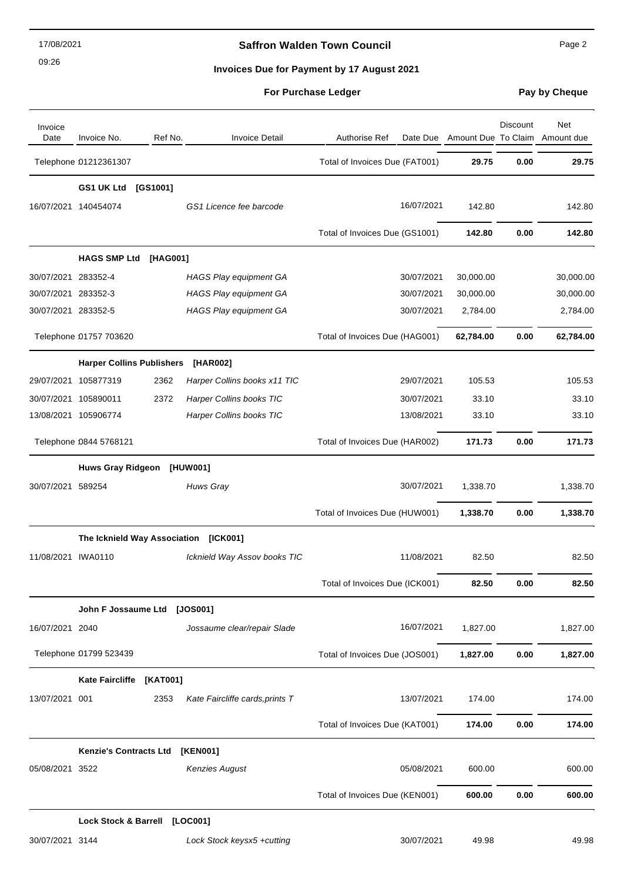17/08/2021

09:26

# Saffron Walden Town Council

## Invoices Due for Payment by 17 August 2021

### For Purchase Ledger

**Pay by Cheque**

| Invoice Date | Invoice No. | Ref No. | Invoice Detail | Authorise Ref | Date Due | Amount Due | Discount To Claim | Net Amount due |
|---|---|---|---|---|---|---|---|---|
| | Telephone 01212361307 | | | Total of Invoices Due (FAT001) | | **29.75** | **0.00** | **29.75** |
| | **GS1 UK Ltd** | **[GS1001]** | | | | | | |
| 16/07/2021 | 140454074 | | *GS1 Licence fee barcode* | | 16/07/2021 | 142.80 | | 142.80 |
| | | | | Total of Invoices Due (GS1001) | | **142.80** | **0.00** | **142.80** |
| | **HAGS SMP Ltd** | **[HAG001]** | | | | | | |
| 30/07/2021 | 283352-4 | | *HAGS Play equipment GA* | | 30/07/2021 | 30,000.00 | | 30,000.00 |
| 30/07/2021 | 283352-3 | | *HAGS Play equipment GA* | | 30/07/2021 | 30,000.00 | | 30,000.00 |
| 30/07/2021 | 283352-5 | | *HAGS Play equipment GA* | | 30/07/2021 | 2,784.00 | | 2,784.00 |
| | Telephone 01757 703620 | | | Total of Invoices Due (HAG001) | | **62,784.00** | **0.00** | **62,784.00** |
| | **Harper Collins Publishers** | | **[HAR002]** | | | | | |
| 29/07/2021 | 105877319 | 2362 | *Harper Collins books x11 TIC* | | 29/07/2021 | 105.53 | | 105.53 |
| 30/07/2021 | 105890011 | 2372 | *Harper Collins books TIC* | | 30/07/2021 | 33.10 | | 33.10 |
| 13/08/2021 | 105906774 | | *Harper Collins books TIC* | | 13/08/2021 | 33.10 | | 33.10 |
| | Telephone 0844 5768121 | | | Total of Invoices Due (HAR002) | | **171.73** | **0.00** | **171.73** |
| | **Huws Gray Ridgeon** | **[HUW001]** | | | | | | |
| 30/07/2021 | 589254 | | *Huws Gray* | | 30/07/2021 | 1,338.70 | | 1,338.70 |
| | | | | Total of Invoices Due (HUW001) | | **1,338.70** | **0.00** | **1,338.70** |
| | **The Icknield Way Association** | | **[ICK001]** | | | | | |
| 11/08/2021 | IWA0110 | | *Icknield Way Assov books TIC* | | 11/08/2021 | 82.50 | | 82.50 |
| | | | | Total of Invoices Due (ICK001) | | **82.50** | **0.00** | **82.50** |
| | **John F Jossaume Ltd** | | **[JOS001]** | | | | | |
| 16/07/2021 | 2040 | | *Jossaume clear/repair Slade* | | 16/07/2021 | 1,827.00 | | 1,827.00 |
| | Telephone 01799 523439 | | | Total of Invoices Due (JOS001) | | **1,827.00** | **0.00** | **1,827.00** |
| | **Kate Faircliffe** | **[KAT001]** | | | | | | |
| 13/07/2021 | 001 | 2353 | *Kate Faircliffe cards,prints T* | | 13/07/2021 | 174.00 | | 174.00 |
| | | | | Total of Invoices Due (KAT001) | | **174.00** | **0.00** | **174.00** |
| | **Kenzie's Contracts Ltd** | | **[KEN001]** | | | | | |
| 05/08/2021 | 3522 | | *Kenzies August* | | 05/08/2021 | 600.00 | | 600.00 |
| | | | | Total of Invoices Due (KEN001) | | **600.00** | **0.00** | **600.00** |
| | **Lock Stock & Barrell** | | **[LOC001]** | | | | | |
| 30/07/2021 | 3144 | | *Lock Stock keysx5 +cutting* | | 30/07/2021 | 49.98 | | 49.98 |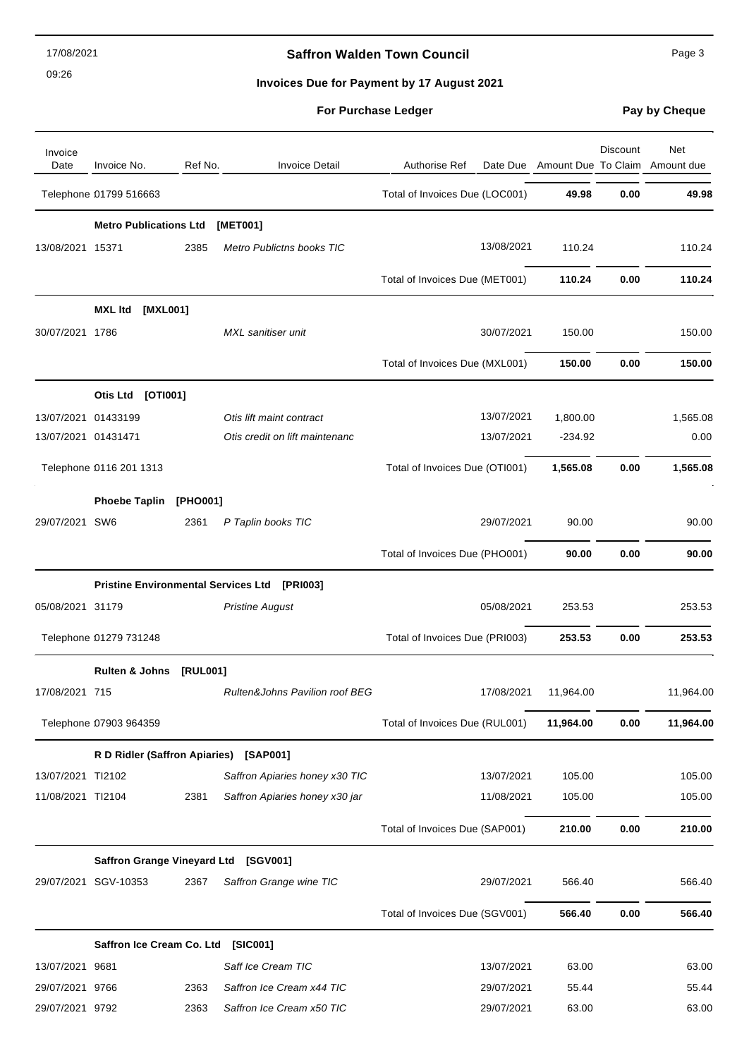# Saffron Walden Town Council

## Invoices Due for Payment by 17 August 2021

**For Purchase Ledger** — **Pay by Cheque**

| Invoice Date | Invoice No. | Ref No. | Invoice Detail | Authorise Ref | Date Due | Amount Due | Discount To Claim | Net Amount due |
|---|---|---|---|---|---|---|---|---|
| Telephone 01799 516663 | | | | Total of Invoices Due (LOC001) | | **49.98** | **0.00** | **49.98** |
| | **Metro Publications Ltd** | | **[MET001]** | | | | | |
| 13/08/2021 | 15371 | 2385 | *Metro Publictns books TIC* | | 13/08/2021 | 110.24 | | 110.24 |
| | | | | Total of Invoices Due (MET001) | | **110.24** | **0.00** | **110.24** |
| | **MXL ltd [MXL001]** | | | | | | | |
| 30/07/2021 | 1786 | | *MXL sanitiser unit* | | 30/07/2021 | 150.00 | | 150.00 |
| | | | | Total of Invoices Due (MXL001) | | **150.00** | **0.00** | **150.00** |
| | **Otis Ltd [OTI001]** | | | | | | | |
| 13/07/2021 | 01433199 | | *Otis lift maint contract* | | 13/07/2021 | 1,800.00 | | 1,565.08 |
| 13/07/2021 | 01431471 | | *Otis credit on lift maintenanc* | | 13/07/2021 | -234.92 | | 0.00 |
| Telephone 0116 201 1313 | | | | Total of Invoices Due (OTI001) | | **1,565.08** | **0.00** | **1,565.08** |
| | **Phoebe Taplin** | **[PHO001]** | | | | | | |
| 29/07/2021 | SW6 | 2361 | *P Taplin books TIC* | | 29/07/2021 | 90.00 | | 90.00 |
| | | | | Total of Invoices Due (PHO001) | | **90.00** | **0.00** | **90.00** |
| | **Pristine Environmental Services Ltd [PRI003]** | | | | | | | |
| 05/08/2021 | 31179 | | *Pristine August* | | 05/08/2021 | 253.53 | | 253.53 |
| Telephone 01279 731248 | | | | Total of Invoices Due (PRI003) | | **253.53** | **0.00** | **253.53** |
| | **Rulten & Johns** | **[RUL001]** | | | | | | |
| 17/08/2021 | 715 | | *Rulten&Johns Pavilion roof BEG* | | 17/08/2021 | 11,964.00 | | 11,964.00 |
| Telephone 07903 964359 | | | | Total of Invoices Due (RUL001) | | **11,964.00** | **0.00** | **11,964.00** |
| | **R D Ridler (Saffron Apiaries)** | | **[SAP001]** | | | | | |
| 13/07/2021 | TI2102 | | *Saffron Apiaries honey x30 TIC* | | 13/07/2021 | 105.00 | | 105.00 |
| 11/08/2021 | TI2104 | 2381 | *Saffron Apiaries honey x30 jar* | | 11/08/2021 | 105.00 | | 105.00 |
| | | | | Total of Invoices Due (SAP001) | | **210.00** | **0.00** | **210.00** |
| | **Saffron Grange Vineyard Ltd** | | **[SGV001]** | | | | | |
| 29/07/2021 | SGV-10353 | 2367 | *Saffron Grange wine TIC* | | 29/07/2021 | 566.40 | | 566.40 |
| | | | | Total of Invoices Due (SGV001) | | **566.40** | **0.00** | **566.40** |
| | **Saffron Ice Cream Co. Ltd** | | **[SIC001]** | | | | | |
| 13/07/2021 | 9681 | | *Saff Ice Cream TIC* | | 13/07/2021 | 63.00 | | 63.00 |
| 29/07/2021 | 9766 | 2363 | *Saffron Ice Cream x44 TIC* | | 29/07/2021 | 55.44 | | 55.44 |
| 29/07/2021 | 9792 | 2363 | *Saffron Ice Cream x50 TIC* | | 29/07/2021 | 63.00 | | 63.00 |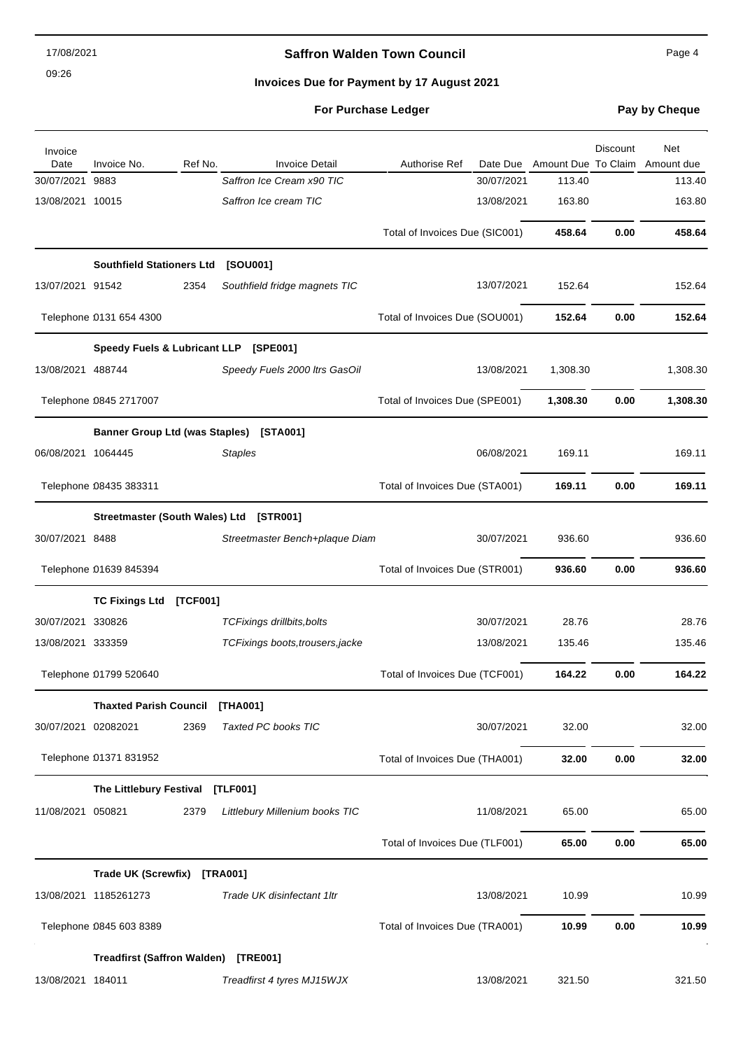17/08/2021

09:26

## Saffron Walden Town Council

### Invoices Due for Payment by 17 August 2021

**For Purchase Ledger** **Pay by Cheque**

| Invoice Date | Invoice No. | Ref No. | Invoice Detail | Authorise Ref | Date Due | Amount Due | Discount To Claim | Net Amount due |
|---|---|---|---|---|---|---|---|---|
| 30/07/2021 | 9883 | | *Saffron Ice Cream x90 TIC* | | 30/07/2021 | 113.40 | | 113.40 |
| 13/08/2021 | 10015 | | *Saffron Ice cream TIC* | | 13/08/2021 | 163.80 | | 163.80 |
| | | | | Total of Invoices Due (SIC001) | | **458.64** | **0.00** | **458.64** |
| | **Southfield Stationers Ltd** | | **[SOU001]** | | | | | |
| 13/07/2021 | 91542 | 2354 | *Southfield fridge magnets TIC* | | 13/07/2021 | 152.64 | | 152.64 |
| Telephone : | 0131 654 4300 | | | Total of Invoices Due (SOU001) | | **152.64** | **0.00** | **152.64** |
| | **Speedy Fuels & Lubricant LLP** | | **[SPE001]** | | | | | |
| 13/08/2021 | 488744 | | *Speedy Fuels 2000 ltrs GasOil* | | 13/08/2021 | 1,308.30 | | 1,308.30 |
| Telephone : | 0845 2717007 | | | Total of Invoices Due (SPE001) | | **1,308.30** | **0.00** | **1,308.30** |
| | **Banner Group Ltd (was Staples)** | | **[STA001]** | | | | | |
| 06/08/2021 | 1064445 | | *Staples* | | 06/08/2021 | 169.11 | | 169.11 |
| Telephone : | 08435 383311 | | | Total of Invoices Due (STA001) | | **169.11** | **0.00** | **169.11** |
| | **Streetmaster (South Wales) Ltd** | | **[STR001]** | | | | | |
| 30/07/2021 | 8488 | | *Streetmaster Bench+plaque Diam* | | 30/07/2021 | 936.60 | | 936.60 |
| Telephone : | 01639 845394 | | | Total of Invoices Due (STR001) | | **936.60** | **0.00** | **936.60** |
| | **TC Fixings Ltd** | **[TCF001]** | | | | | | |
| 30/07/2021 | 330826 | | *TCFixings drillbits,bolts* | | 30/07/2021 | 28.76 | | 28.76 |
| 13/08/2021 | 333359 | | *TCFixings boots,trousers,jacke* | | 13/08/2021 | 135.46 | | 135.46 |
| Telephone : | 01799 520640 | | | Total of Invoices Due (TCF001) | | **164.22** | **0.00** | **164.22** |
| | **Thaxted Parish Council** | | **[THA001]** | | | | | |
| 30/07/2021 | 02082021 | 2369 | *Taxted PC books TIC* | | 30/07/2021 | 32.00 | | 32.00 |
| Telephone : | 01371 831952 | | | Total of Invoices Due (THA001) | | **32.00** | **0.00** | **32.00** |
| | **The Littlebury Festival** | | **[TLF001]** | | | | | |
| 11/08/2021 | 050821 | 2379 | *Littlebury Millenium books TIC* | | 11/08/2021 | 65.00 | | 65.00 |
| | | | | Total of Invoices Due (TLF001) | | **65.00** | **0.00** | **65.00** |
| | **Trade UK (Screwfix)** | **[TRA001]** | | | | | | |
| 13/08/2021 | 1185261273 | | *Trade UK disinfectant 1ltr* | | 13/08/2021 | 10.99 | | 10.99 |
| Telephone : | 0845 603 8389 | | | Total of Invoices Due (TRA001) | | **10.99** | **0.00** | **10.99** |
| | **Treadfirst (Saffron Walden)** | | **[TRE001]** | | | | | |
| 13/08/2021 | 184011 | | *Treadfirst 4 tyres MJ15WJX* | | 13/08/2021 | 321.50 | | 321.50 |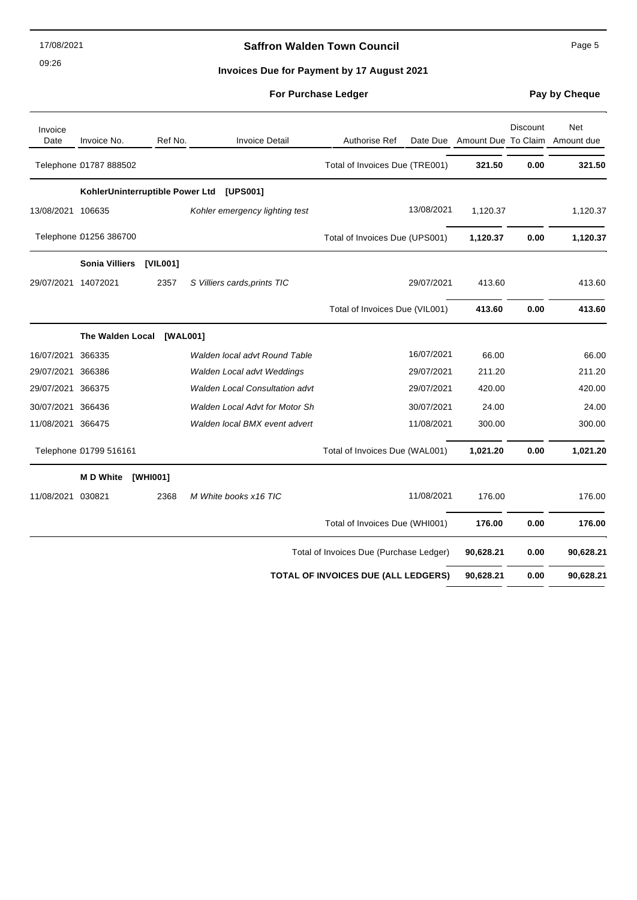## Saffron Walden Town Council

### Invoices Due for Payment by 17 August 2021

**For Purchase Ledger** — **Pay by Cheque**

17/08/2021
09:26

| Invoice Date | Invoice No. | Ref No. | Invoice Detail | Authorise Ref | Date Due | Amount Due | Discount To Claim | Net Amount due |
|---|---|---|---|---|---|---|---|---|
| Telephone :01787 888502 | | | | Total of Invoices Due (TRE001) | | **321.50** | **0.00** | **321.50** |
| | **KohlerUninterruptible Power Ltd** | | **[UPS001]** | | | | | |
| 13/08/2021 | 106635 | | *Kohler emergency lighting test* | | 13/08/2021 | 1,120.37 | | 1,120.37 |
| Telephone :01256 386700 | | | | Total of Invoices Due (UPS001) | | **1,120.37** | **0.00** | **1,120.37** |
| | **Sonia Villiers** | **[VIL001]** | | | | | | |
| 29/07/2021 | 14072021 | 2357 | *S Villiers cards,prints TIC* | | 29/07/2021 | 413.60 | | 413.60 |
| | | | | Total of Invoices Due (VIL001) | | **413.60** | **0.00** | **413.60** |
| | **The Walden Local** | **[WAL001]** | | | | | | |
| 16/07/2021 | 366335 | | *Walden local advt Round Table* | | 16/07/2021 | 66.00 | | 66.00 |
| 29/07/2021 | 366386 | | *Walden Local advt Weddings* | | 29/07/2021 | 211.20 | | 211.20 |
| 29/07/2021 | 366375 | | *Walden Local Consultation advt* | | 29/07/2021 | 420.00 | | 420.00 |
| 30/07/2021 | 366436 | | *Walden Local Advt for Motor Sh* | | 30/07/2021 | 24.00 | | 24.00 |
| 11/08/2021 | 366475 | | *Walden local BMX event advert* | | 11/08/2021 | 300.00 | | 300.00 |
| Telephone :01799 516161 | | | | Total of Invoices Due (WAL001) | | **1,021.20** | **0.00** | **1,021.20** |
| | **M D White** | **[WHI001]** | | | | | | |
| 11/08/2021 | 030821 | 2368 | *M White books x16 TIC* | | 11/08/2021 | 176.00 | | 176.00 |
| | | | | Total of Invoices Due (WHI001) | | **176.00** | **0.00** | **176.00** |
| | | | | Total of Invoices Due (Purchase Ledger) | | **90,628.21** | **0.00** | **90,628.21** |
| | | | | **TOTAL OF INVOICES DUE (ALL LEDGERS)** | | **90,628.21** | **0.00** | **90,628.21** |